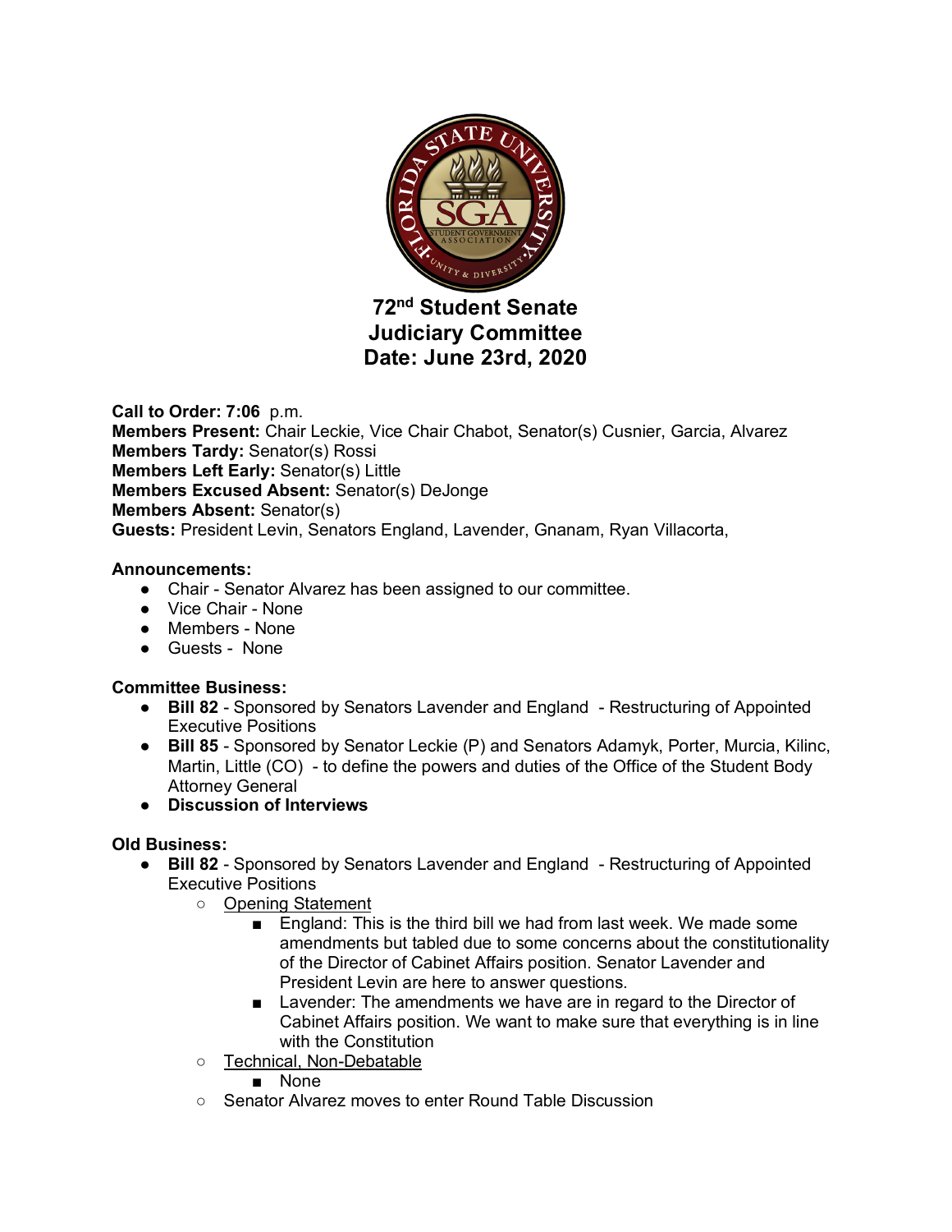# 72nd Student Senate
# Judiciary Committee
# Date: June 23rd, 2020

**Call to Order: 7:06** p.m.
**Members Present:** Chair Leckie, Vice Chair Chabot, Senator(s) Cusnier, Garcia, Alvarez
**Members Tardy:** Senator(s) Rossi
**Members Left Early:** Senator(s) Little
**Members Excused Absent:** Senator(s) DeJonge
**Members Absent:** Senator(s)
**Guests:** President Levin, Senators England, Lavender, Gnanam, Ryan Villacorta,

**Announcements:**

- Chair - Senator Alvarez has been assigned to our committee.
- Vice Chair - None
- Members - None
- Guests - None

**Committee Business:**

- **Bill 82** - Sponsored by Senators Lavender and England - Restructuring of Appointed Executive Positions
- **Bill 85** - Sponsored by Senator Leckie (P) and Senators Adamyk, Porter, Murcia, Kilinc, Martin, Little (CO) - to define the powers and duties of the Office of the Student Body Attorney General
- **Discussion of Interviews**

**Old Business:**

- **Bill 82** - Sponsored by Senators Lavender and England - Restructuring of Appointed Executive Positions
  - Opening Statement
    - England: This is the third bill we had from last week. We made some amendments but tabled due to some concerns about the constitutionality of the Director of Cabinet Affairs position. Senator Lavender and President Levin are here to answer questions.
    - Lavender: The amendments we have are in regard to the Director of Cabinet Affairs position. We want to make sure that everything is in line with the Constitution
  - Technical, Non-Debatable
    - None
  - Senator Alvarez moves to enter Round Table Discussion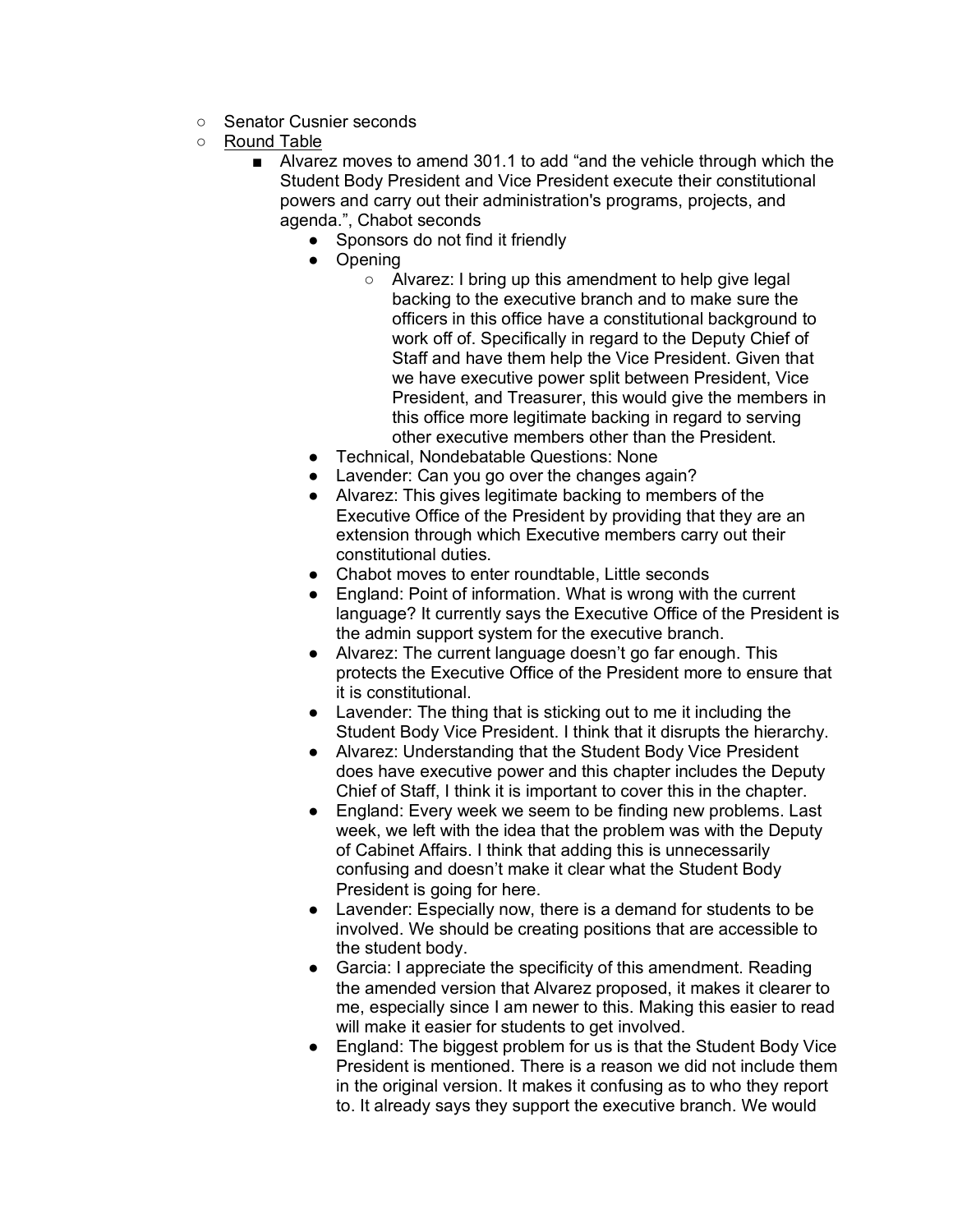- Senator Cusnier seconds
- <u>Round Table</u>
    - Alvarez moves to amend 301.1 to add "and the vehicle through which the Student Body President and Vice President execute their constitutional powers and carry out their administration's programs, projects, and agenda.", Chabot seconds
        - Sponsors do not find it friendly
        - Opening
            - Alvarez: I bring up this amendment to help give legal backing to the executive branch and to make sure the officers in this office have a constitutional background to work off of. Specifically in regard to the Deputy Chief of Staff and have them help the Vice President. Given that we have executive power split between President, Vice President, and Treasurer, this would give the members in this office more legitimate backing in regard to serving other executive members other than the President.
        - Technical, Nondebatable Questions: None
        - Lavender: Can you go over the changes again?
        - Alvarez: This gives legitimate backing to members of the Executive Office of the President by providing that they are an extension through which Executive members carry out their constitutional duties.
        - Chabot moves to enter roundtable, Little seconds
        - England: Point of information. What is wrong with the current language? It currently says the Executive Office of the President is the admin support system for the executive branch.
        - Alvarez: The current language doesn't go far enough. This protects the Executive Office of the President more to ensure that it is constitutional.
        - Lavender: The thing that is sticking out to me it including the Student Body Vice President. I think that it disrupts the hierarchy.
        - Alvarez: Understanding that the Student Body Vice President does have executive power and this chapter includes the Deputy Chief of Staff, I think it is important to cover this in the chapter.
        - England: Every week we seem to be finding new problems. Last week, we left with the idea that the problem was with the Deputy of Cabinet Affairs. I think that adding this is unnecessarily confusing and doesn't make it clear what the Student Body President is going for here.
        - Lavender: Especially now, there is a demand for students to be involved. We should be creating positions that are accessible to the student body.
        - Garcia: I appreciate the specificity of this amendment. Reading the amended version that Alvarez proposed, it makes it clearer to me, especially since I am newer to this. Making this easier to read will make it easier for students to get involved.
        - England: The biggest problem for us is that the Student Body Vice President is mentioned. There is a reason we did not include them in the original version. It makes it confusing as to who they report to. It already says they support the executive branch. We would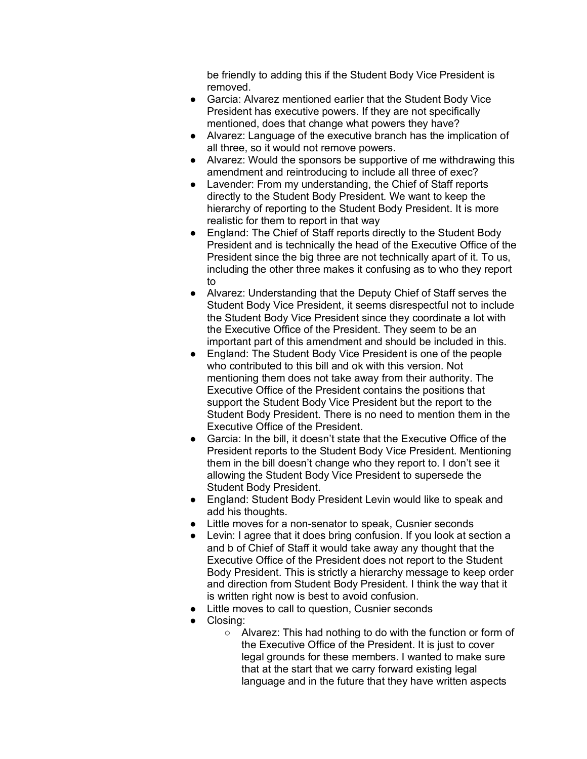be friendly to adding this if the Student Body Vice President is removed.

- Garcia: Alvarez mentioned earlier that the Student Body Vice President has executive powers. If they are not specifically mentioned, does that change what powers they have?
- Alvarez: Language of the executive branch has the implication of all three, so it would not remove powers.
- Alvarez: Would the sponsors be supportive of me withdrawing this amendment and reintroducing to include all three of exec?
- Lavender: From my understanding, the Chief of Staff reports directly to the Student Body President. We want to keep the hierarchy of reporting to the Student Body President. It is more realistic for them to report in that way
- England: The Chief of Staff reports directly to the Student Body President and is technically the head of the Executive Office of the President since the big three are not technically apart of it. To us, including the other three makes it confusing as to who they report to
- Alvarez: Understanding that the Deputy Chief of Staff serves the Student Body Vice President, it seems disrespectful not to include the Student Body Vice President since they coordinate a lot with the Executive Office of the President. They seem to be an important part of this amendment and should be included in this.
- England: The Student Body Vice President is one of the people who contributed to this bill and ok with this version. Not mentioning them does not take away from their authority. The Executive Office of the President contains the positions that support the Student Body Vice President but the report to the Student Body President. There is no need to mention them in the Executive Office of the President.
- Garcia: In the bill, it doesn't state that the Executive Office of the President reports to the Student Body Vice President. Mentioning them in the bill doesn't change who they report to. I don't see it allowing the Student Body Vice President to supersede the Student Body President.
- England: Student Body President Levin would like to speak and add his thoughts.
- Little moves for a non-senator to speak, Cusnier seconds
- Levin: I agree that it does bring confusion. If you look at section a and b of Chief of Staff it would take away any thought that the Executive Office of the President does not report to the Student Body President. This is strictly a hierarchy message to keep order and direction from Student Body President. I think the way that it is written right now is best to avoid confusion.
- Little moves to call to question, Cusnier seconds
- Closing:
    - Alvarez: This had nothing to do with the function or form of the Executive Office of the President. It is just to cover legal grounds for these members. I wanted to make sure that at the start that we carry forward existing legal language and in the future that they have written aspects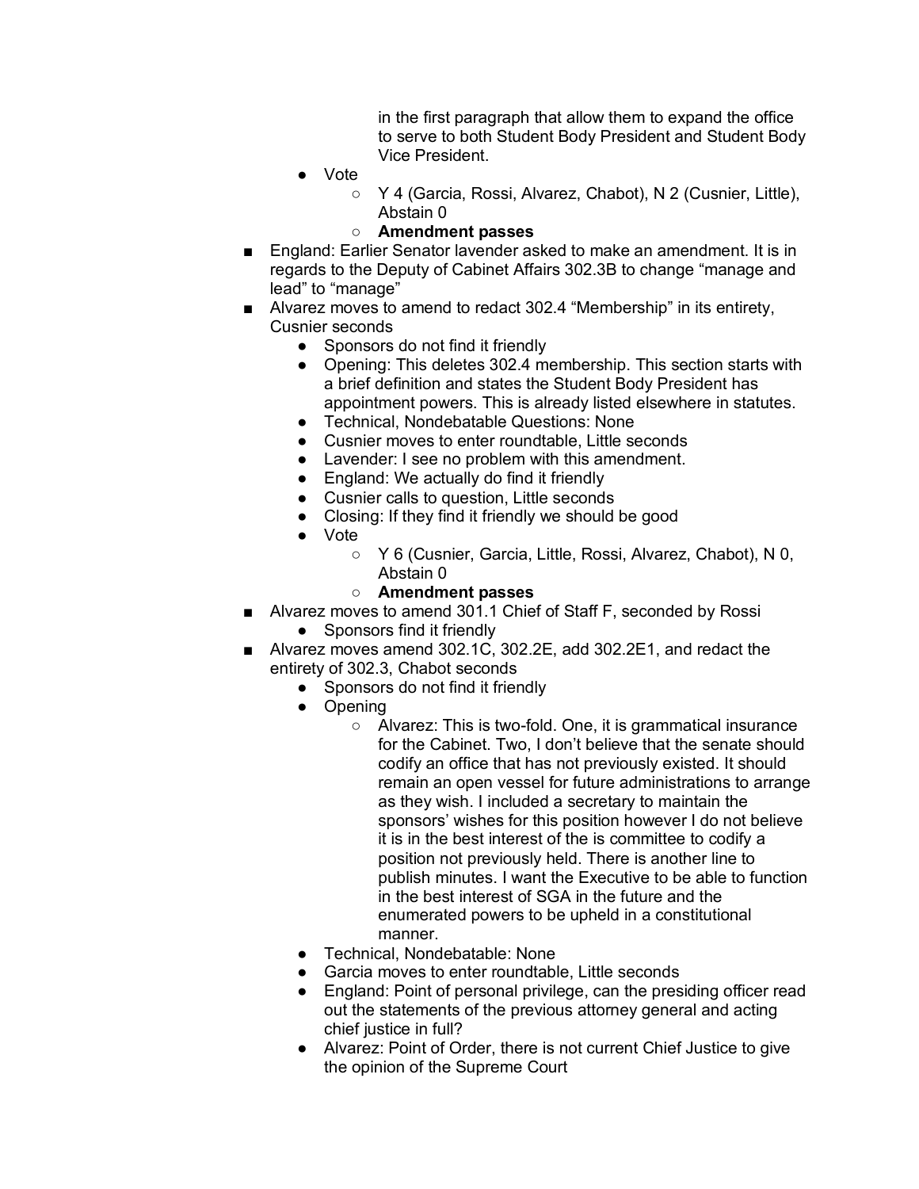in the first paragraph that allow them to expand the office to serve to both Student Body President and Student Body Vice President.

- Vote
    - Y 4 (Garcia, Rossi, Alvarez, Chabot), N 2 (Cusnier, Little), Abstain 0
    - **Amendment passes**

- England: Earlier Senator lavender asked to make an amendment. It is in regards to the Deputy of Cabinet Affairs 302.3B to change "manage and lead" to "manage"
- Alvarez moves to amend to redact 302.4 "Membership" in its entirety, Cusnier seconds
    - Sponsors do not find it friendly
    - Opening: This deletes 302.4 membership. This section starts with a brief definition and states the Student Body President has appointment powers. This is already listed elsewhere in statutes.
    - Technical, Nondebatable Questions: None
    - Cusnier moves to enter roundtable, Little seconds
    - Lavender: I see no problem with this amendment.
    - England: We actually do find it friendly
    - Cusnier calls to question, Little seconds
    - Closing: If they find it friendly we should be good
    - Vote
        - Y 6 (Cusnier, Garcia, Little, Rossi, Alvarez, Chabot), N 0, Abstain 0
        - **Amendment passes**
- Alvarez moves to amend 301.1 Chief of Staff F, seconded by Rossi
    - Sponsors find it friendly
- Alvarez moves amend 302.1C, 302.2E, add 302.2E1, and redact the entirety of 302.3, Chabot seconds
    - Sponsors do not find it friendly
    - Opening
        - Alvarez: This is two-fold. One, it is grammatical insurance for the Cabinet. Two, I don't believe that the senate should codify an office that has not previously existed. It should remain an open vessel for future administrations to arrange as they wish. I included a secretary to maintain the sponsors' wishes for this position however I do not believe it is in the best interest of the is committee to codify a position not previously held. There is another line to publish minutes. I want the Executive to be able to function in the best interest of SGA in the future and the enumerated powers to be upheld in a constitutional manner.
    - Technical, Nondebatable: None
    - Garcia moves to enter roundtable, Little seconds
    - England: Point of personal privilege, can the presiding officer read out the statements of the previous attorney general and acting chief justice in full?
    - Alvarez: Point of Order, there is not current Chief Justice to give the opinion of the Supreme Court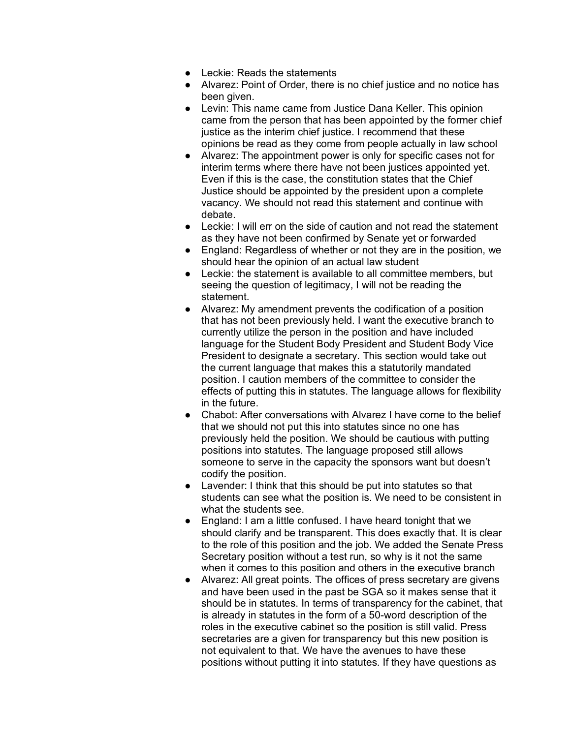- Leckie: Reads the statements
- Alvarez: Point of Order, there is no chief justice and no notice has been given.
- Levin: This name came from Justice Dana Keller. This opinion came from the person that has been appointed by the former chief justice as the interim chief justice. I recommend that these opinions be read as they come from people actually in law school
- Alvarez: The appointment power is only for specific cases not for interim terms where there have not been justices appointed yet. Even if this is the case, the constitution states that the Chief Justice should be appointed by the president upon a complete vacancy. We should not read this statement and continue with debate.
- Leckie: I will err on the side of caution and not read the statement as they have not been confirmed by Senate yet or forwarded
- England: Regardless of whether or not they are in the position, we should hear the opinion of an actual law student
- Leckie: the statement is available to all committee members, but seeing the question of legitimacy, I will not be reading the statement.
- Alvarez: My amendment prevents the codification of a position that has not been previously held. I want the executive branch to currently utilize the person in the position and have included language for the Student Body President and Student Body Vice President to designate a secretary. This section would take out the current language that makes this a statutorily mandated position. I caution members of the committee to consider the effects of putting this in statutes. The language allows for flexibility in the future.
- Chabot: After conversations with Alvarez I have come to the belief that we should not put this into statutes since no one has previously held the position. We should be cautious with putting positions into statutes. The language proposed still allows someone to serve in the capacity the sponsors want but doesn't codify the position.
- Lavender: I think that this should be put into statutes so that students can see what the position is. We need to be consistent in what the students see.
- England: I am a little confused. I have heard tonight that we should clarify and be transparent. This does exactly that. It is clear to the role of this position and the job. We added the Senate Press Secretary position without a test run, so why is it not the same when it comes to this position and others in the executive branch
- Alvarez: All great points. The offices of press secretary are givens and have been used in the past be SGA so it makes sense that it should be in statutes. In terms of transparency for the cabinet, that is already in statutes in the form of a 50-word description of the roles in the executive cabinet so the position is still valid. Press secretaries are a given for transparency but this new position is not equivalent to that. We have the avenues to have these positions without putting it into statutes. If they have questions as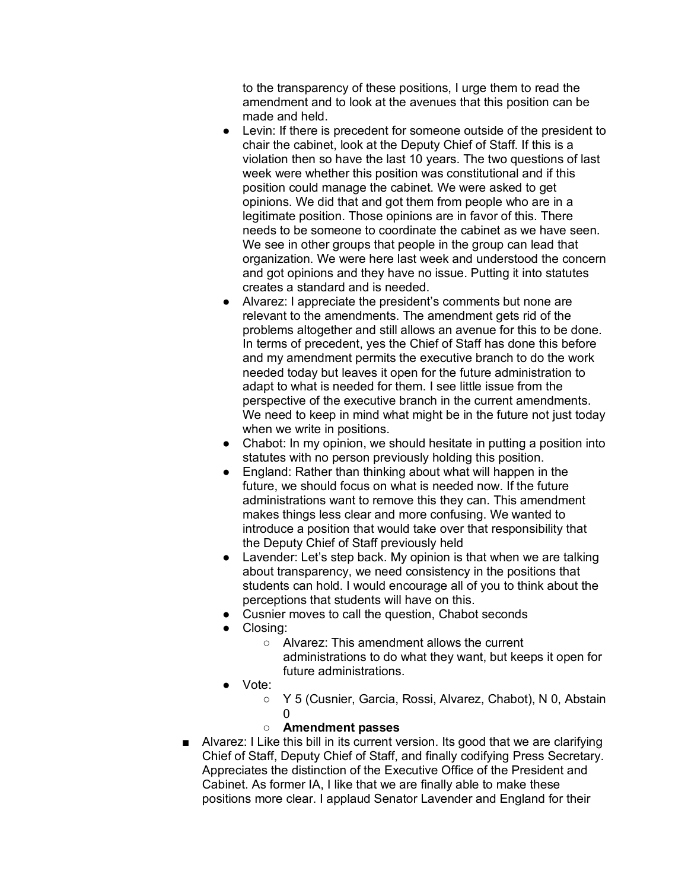to the transparency of these positions, I urge them to read the amendment and to look at the avenues that this position can be made and held.

- Levin: If there is precedent for someone outside of the president to chair the cabinet, look at the Deputy Chief of Staff. If this is a violation then so have the last 10 years. The two questions of last week were whether this position was constitutional and if this position could manage the cabinet. We were asked to get opinions. We did that and got them from people who are in a legitimate position. Those opinions are in favor of this. There needs to be someone to coordinate the cabinet as we have seen. We see in other groups that people in the group can lead that organization. We were here last week and understood the concern and got opinions and they have no issue. Putting it into statutes creates a standard and is needed.
- Alvarez: I appreciate the president's comments but none are relevant to the amendments. The amendment gets rid of the problems altogether and still allows an avenue for this to be done. In terms of precedent, yes the Chief of Staff has done this before and my amendment permits the executive branch to do the work needed today but leaves it open for the future administration to adapt to what is needed for them. I see little issue from the perspective of the executive branch in the current amendments. We need to keep in mind what might be in the future not just today when we write in positions.
- Chabot: In my opinion, we should hesitate in putting a position into statutes with no person previously holding this position.
- England: Rather than thinking about what will happen in the future, we should focus on what is needed now. If the future administrations want to remove this they can. This amendment makes things less clear and more confusing. We wanted to introduce a position that would take over that responsibility that the Deputy Chief of Staff previously held
- Lavender: Let's step back. My opinion is that when we are talking about transparency, we need consistency in the positions that students can hold. I would encourage all of you to think about the perceptions that students will have on this.
- Cusnier moves to call the question, Chabot seconds
- Closing:
    - Alvarez: This amendment allows the current administrations to do what they want, but keeps it open for future administrations.
- Vote:
    - Y 5 (Cusnier, Garcia, Rossi, Alvarez, Chabot), N 0, Abstain 0
    - **Amendment passes**

- Alvarez: I Like this bill in its current version. Its good that we are clarifying Chief of Staff, Deputy Chief of Staff, and finally codifying Press Secretary. Appreciates the distinction of the Executive Office of the President and Cabinet. As former IA, I like that we are finally able to make these positions more clear. I applaud Senator Lavender and England for their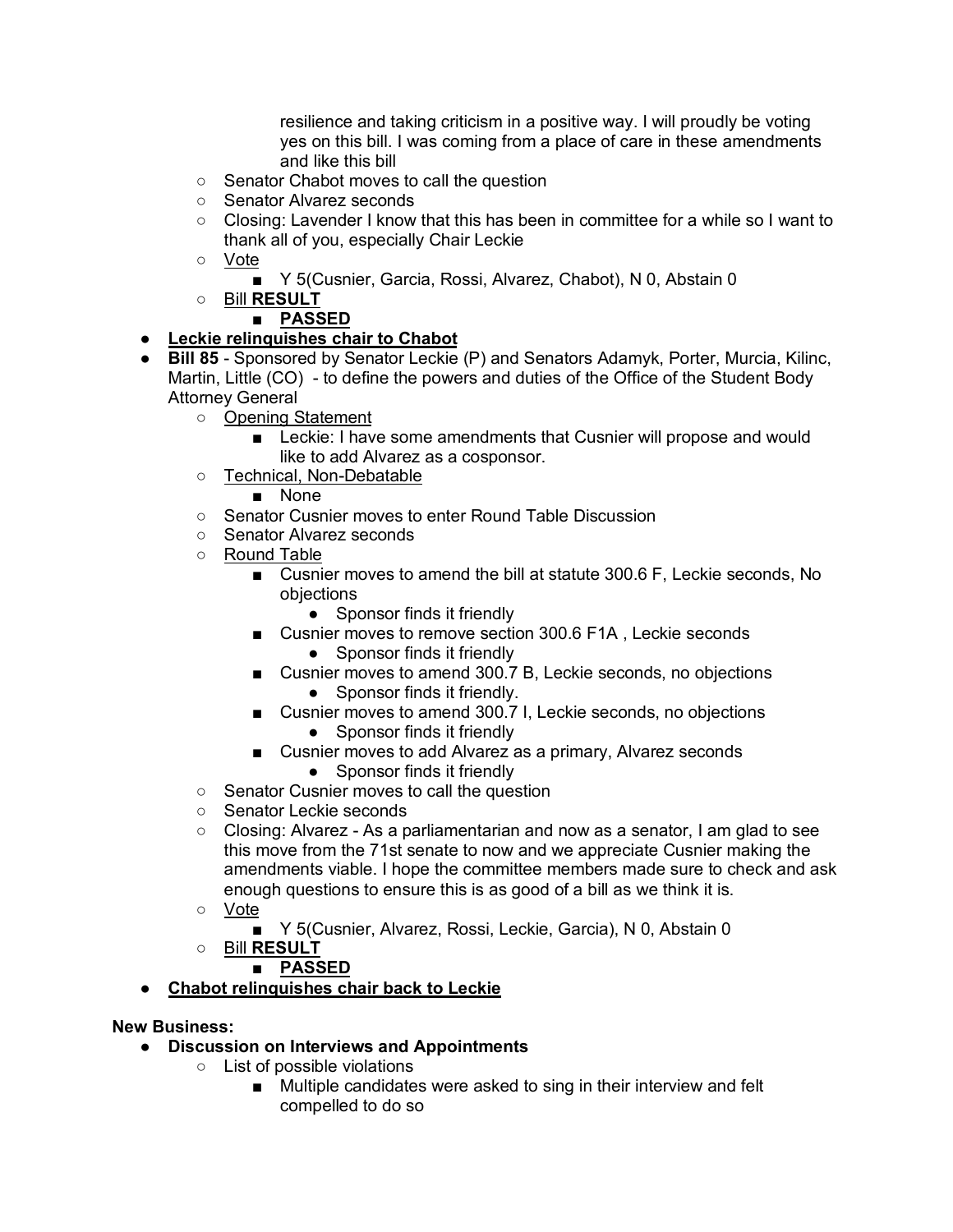resilience and taking criticism in a positive way. I will proudly be voting yes on this bill. I was coming from a place of care in these amendments and like this bill

- Senator Chabot moves to call the question
- Senator Alvarez seconds
- Closing: Lavender I know that this has been in committee for a while so I want to thank all of you, especially Chair Leckie
- Vote
  - Y 5(Cusnier, Garcia, Rossi, Alvarez, Chabot), N 0, Abstain 0
- Bill **RESULT**
  - **PASSED**

- **Leckie relinquishes chair to Chabot**
- **Bill 85** - Sponsored by Senator Leckie (P) and Senators Adamyk, Porter, Murcia, Kilinc, Martin, Little (CO) - to define the powers and duties of the Office of the Student Body Attorney General
  - Opening Statement
    - Leckie: I have some amendments that Cusnier will propose and would like to add Alvarez as a cosponsor.
  - Technical, Non-Debatable
    - None
  - Senator Cusnier moves to enter Round Table Discussion
  - Senator Alvarez seconds
  - Round Table
    - Cusnier moves to amend the bill at statute 300.6 F, Leckie seconds, No objections
      - Sponsor finds it friendly
    - Cusnier moves to remove section 300.6 F1A , Leckie seconds
      - Sponsor finds it friendly
    - Cusnier moves to amend 300.7 B, Leckie seconds, no objections
      - Sponsor finds it friendly.
    - Cusnier moves to amend 300.7 I, Leckie seconds, no objections
      - Sponsor finds it friendly
    - Cusnier moves to add Alvarez as a primary, Alvarez seconds
      - Sponsor finds it friendly
  - Senator Cusnier moves to call the question
  - Senator Leckie seconds
  - Closing: Alvarez - As a parliamentarian and now as a senator, I am glad to see this move from the 71st senate to now and we appreciate Cusnier making the amendments viable. I hope the committee members made sure to check and ask enough questions to ensure this is as good of a bill as we think it is.
  - Vote
    - Y 5(Cusnier, Alvarez, Rossi, Leckie, Garcia), N 0, Abstain 0
  - Bill **RESULT**
    - **PASSED**
- **Chabot relinquishes chair back to Leckie**

**New Business:**

- **Discussion on Interviews and Appointments**
  - List of possible violations
    - Multiple candidates were asked to sing in their interview and felt compelled to do so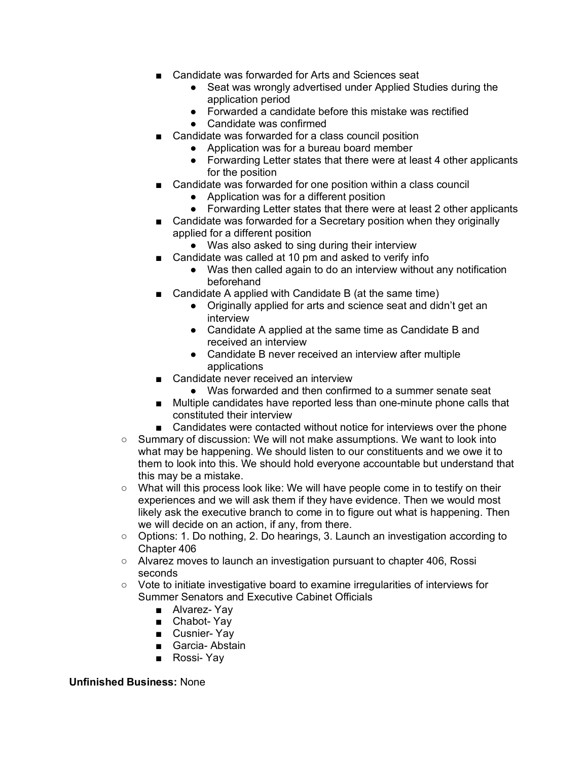- Candidate was forwarded for Arts and Sciences seat
            - Seat was wrongly advertised under Applied Studies during the application period
            - Forwarded a candidate before this mistake was rectified
            - Candidate was confirmed
        - Candidate was forwarded for a class council position
            - Application was for a bureau board member
            - Forwarding Letter states that there were at least 4 other applicants for the position
        - Candidate was forwarded for one position within a class council
            - Application was for a different position
            - Forwarding Letter states that there were at least 2 other applicants
        - Candidate was forwarded for a Secretary position when they originally applied for a different position
            - Was also asked to sing during their interview
        - Candidate was called at 10 pm and asked to verify info
            - Was then called again to do an interview without any notification beforehand
        - Candidate A applied with Candidate B (at the same time)
            - Originally applied for arts and science seat and didn't get an interview
            - Candidate A applied at the same time as Candidate B and received an interview
            - Candidate B never received an interview after multiple applications
        - Candidate never received an interview
            - Was forwarded and then confirmed to a summer senate seat
        - Multiple candidates have reported less than one-minute phone calls that constituted their interview
        - Candidates were contacted without notice for interviews over the phone
    - Summary of discussion: We will not make assumptions. We want to look into what may be happening. We should listen to our constituents and we owe it to them to look into this. We should hold everyone accountable but understand that this may be a mistake.
    - What will this process look like: We will have people come in to testify on their experiences and we will ask them if they have evidence. Then we would most likely ask the executive branch to come in to figure out what is happening. Then we will decide on an action, if any, from there.
    - Options: 1. Do nothing, 2. Do hearings, 3. Launch an investigation according to Chapter 406
    - Alvarez moves to launch an investigation pursuant to chapter 406, Rossi seconds
    - Vote to initiate investigative board to examine irregularities of interviews for Summer Senators and Executive Cabinet Officials
        - Alvarez- Yay
        - Chabot- Yay
        - Cusnier- Yay
        - Garcia- Abstain
        - Rossi- Yay

**Unfinished Business:** None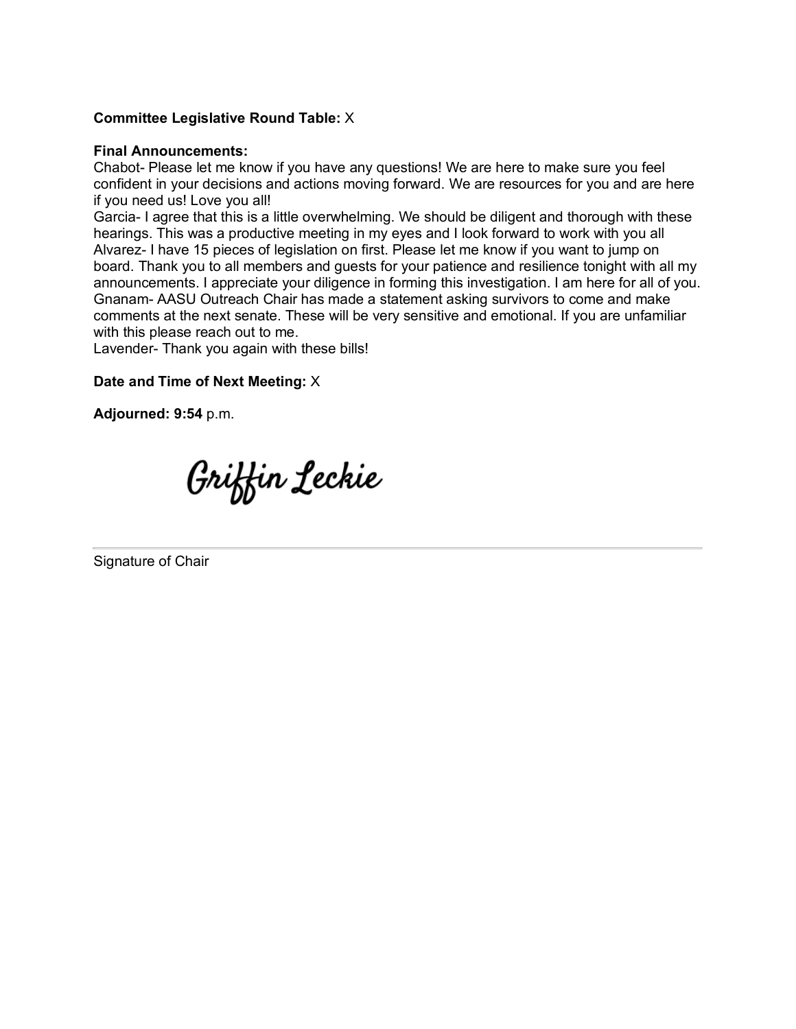**Committee Legislative Round Table:** X

**Final Announcements:**
Chabot- Please let me know if you have any questions! We are here to make sure you feel confident in your decisions and actions moving forward. We are resources for you and are here if you need us! Love you all!
Garcia- I agree that this is a little overwhelming. We should be diligent and thorough with these hearings. This was a productive meeting in my eyes and I look forward to work with you all
Alvarez- I have 15 pieces of legislation on first. Please let me know if you want to jump on board. Thank you to all members and guests for your patience and resilience tonight with all my announcements. I appreciate your diligence in forming this investigation. I am here for all of you.
Gnanam- AASU Outreach Chair has made a statement asking survivors to come and make comments at the next senate. These will be very sensitive and emotional. If you are unfamiliar with this please reach out to me.
Lavender- Thank you again with these bills!

**Date and Time of Next Meeting:** X

**Adjourned: 9:54** p.m.

Griffin Leckie

Signature of Chair